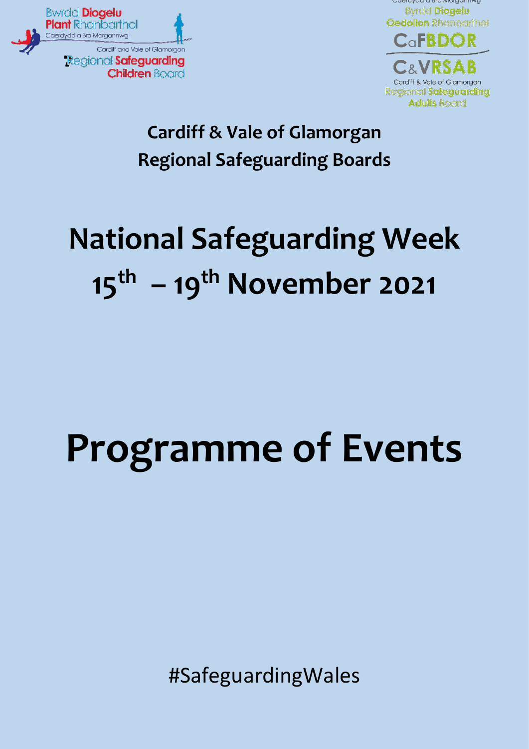Bwrdd Diogelu Plant Rhanbarthol Caerdydd a Bro Morgannwg

Cardiff and Vale of Glamorgan Regional Safeguarding Children Board

Caerdydd a Bro Morgannwg Byrdd Diogelu Oedolion Rhanbarthol

CaFBDOR

C&VRSAB

Cardiff & Vale of Glamorgan Regional Safeguarding Adults Board

**Cardiff & Vale of Glamorgan Regional Safeguarding Boards**

# National Safeguarding Week 15th – 19th November 2021

# Programme of Events

#SafeguardingWales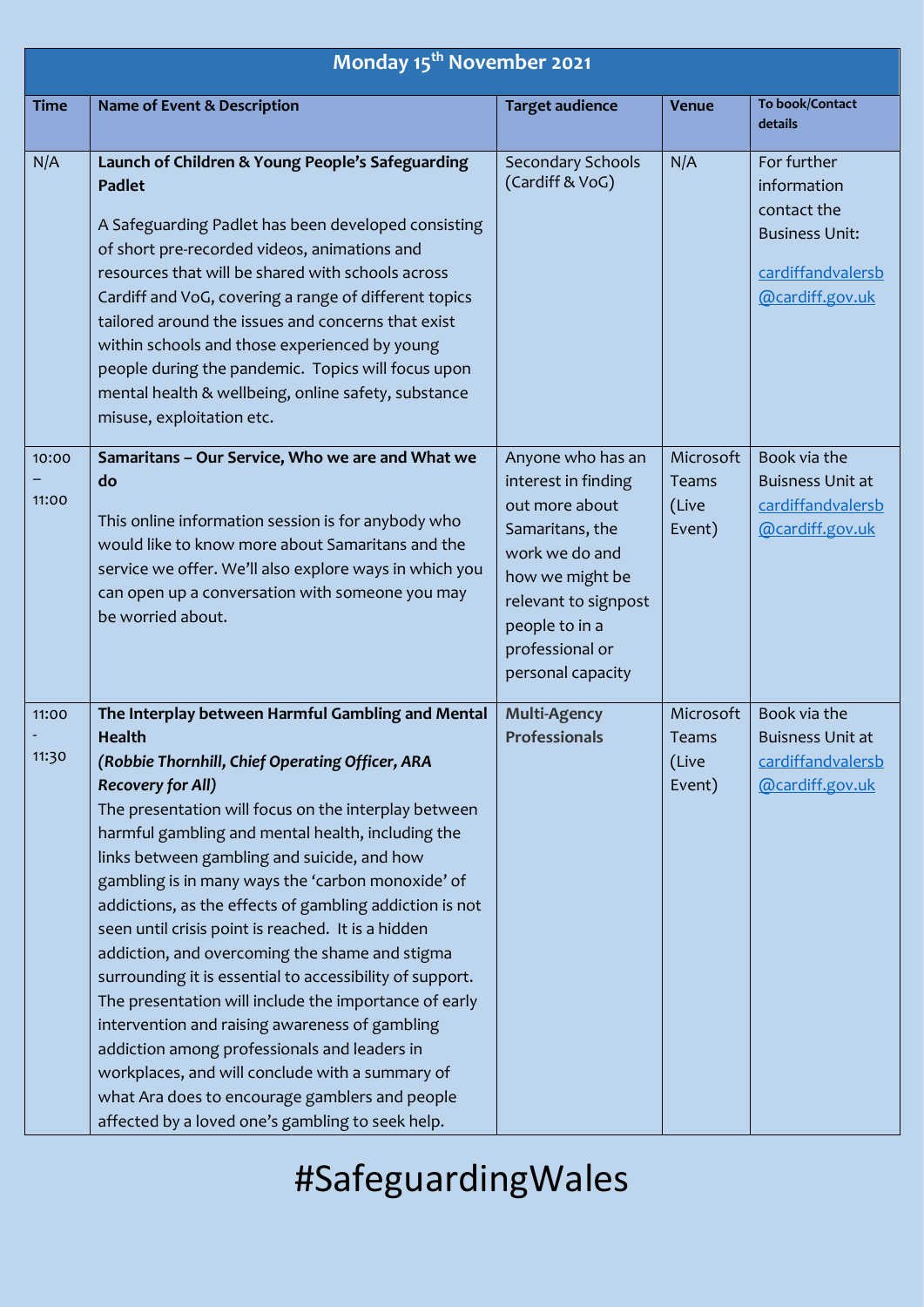| Monday 15th November 2021 | | | | |
|---|---|---|---|---|
| **Time** | **Name of Event & Description** | **Target audience** | **Venue** | **To book/Contact details** |
| N/A | **Launch of Children & Young People's Safeguarding Padlet**<br><br>A Safeguarding Padlet has been developed consisting of short pre-recorded videos, animations and resources that will be shared with schools across Cardiff and VoG, covering a range of different topics tailored around the issues and concerns that exist within schools and those experienced by young people during the pandemic. Topics will focus upon mental health & wellbeing, online safety, substance misuse, exploitation etc. | Secondary Schools (Cardiff & VoG) | N/A | For further information contact the Business Unit:<br><br>cardiffandvalersb@cardiff.gov.uk |
| 10:00 – 11:00 | **Samaritans – Our Service, Who we are and What we do**<br><br>This online information session is for anybody who would like to know more about Samaritans and the service we offer. We'll also explore ways in which you can open up a conversation with someone you may be worried about. | Anyone who has an interest in finding out more about Samaritans, the work we do and how we might be relevant to signpost people to in a professional or personal capacity | Microsoft Teams (Live Event) | Book via the Buisness Unit at cardiffandvalersb@cardiff.gov.uk |
| 11:00 - 11:30 | **The Interplay between Harmful Gambling and Mental Health**<br>***(Robbie Thornhill, Chief Operating Officer, ARA Recovery for All)***<br>The presentation will focus on the interplay between harmful gambling and mental health, including the links between gambling and suicide, and how gambling is in many ways the 'carbon monoxide' of addictions, as the effects of gambling addiction is not seen until crisis point is reached. It is a hidden addiction, and overcoming the shame and stigma surrounding it is essential to accessibility of support. The presentation will include the importance of early intervention and raising awareness of gambling addiction among professionals and leaders in workplaces, and will conclude with a summary of what Ara does to encourage gamblers and people affected by a loved one's gambling to seek help. | **Multi-Agency Professionals** | Microsoft Teams (Live Event) | Book via the Buisness Unit at cardiffandvalersb@cardiff.gov.uk |

#SafeguardingWales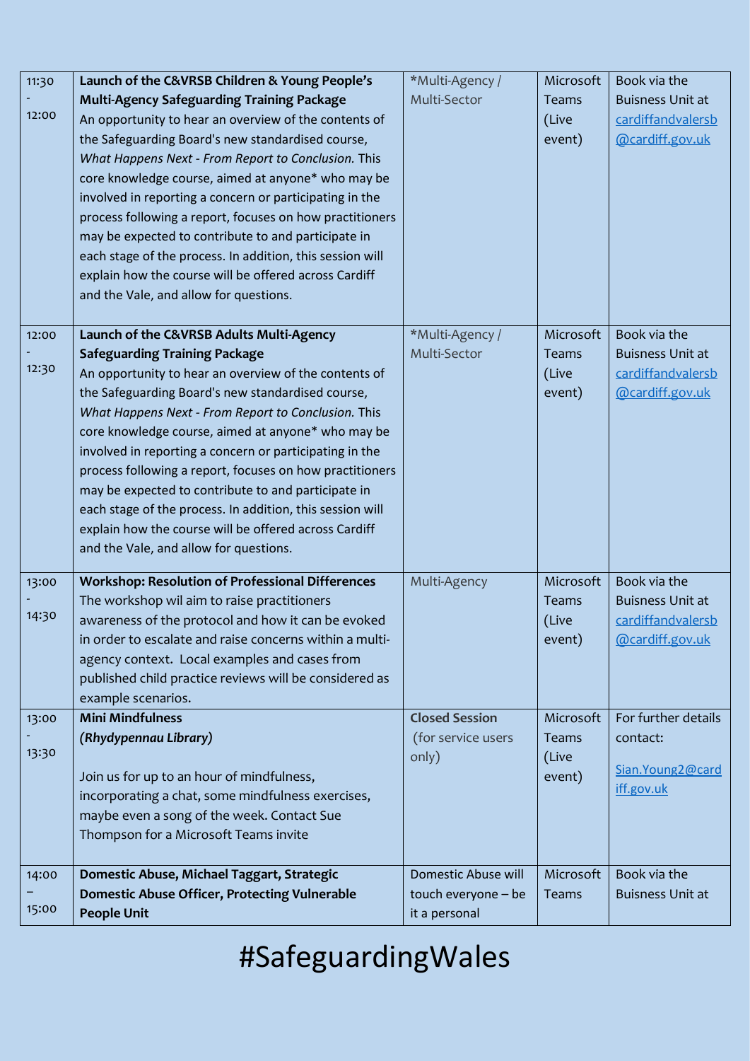| | | | | |
|---|---|---|---|---|
| 11:30 - 12:00 | **Launch of the C&VRSB Children & Young People's Multi-Agency Safeguarding Training Package** An opportunity to hear an overview of the contents of the Safeguarding Board's new standardised course, *What Happens Next - From Report to Conclusion.* This core knowledge course, aimed at anyone* who may be involved in reporting a concern or participating in the process following a report, focuses on how practitioners may be expected to contribute to and participate in each stage of the process. In addition, this session will explain how the course will be offered across Cardiff and the Vale, and allow for questions. | *Multi-Agency / Multi-Sector | Microsoft Teams (Live event) | Book via the Buisness Unit at cardiffandvalersb@cardiff.gov.uk |
| 12:00 - 12:30 | **Launch of the C&VRSB Adults Multi-Agency Safeguarding Training Package** An opportunity to hear an overview of the contents of the Safeguarding Board's new standardised course, *What Happens Next - From Report to Conclusion.* This core knowledge course, aimed at anyone* who may be involved in reporting a concern or participating in the process following a report, focuses on how practitioners may be expected to contribute to and participate in each stage of the process. In addition, this session will explain how the course will be offered across Cardiff and the Vale, and allow for questions. | *Multi-Agency / Multi-Sector | Microsoft Teams (Live event) | Book via the Buisness Unit at cardiffandvalersb@cardiff.gov.uk |
| 13:00 - 14:30 | **Workshop: Resolution of Professional Differences** The workshop wil aim to raise practitioners awareness of the protocol and how it can be evoked in order to escalate and raise concerns within a multi-agency context. Local examples and cases from published child practice reviews will be considered as example scenarios. | Multi-Agency | Microsoft Teams (Live event) | Book via the Buisness Unit at cardiffandvalersb@cardiff.gov.uk |
| 13:00 - 13:30 | **Mini Mindfulness** ***(Rhydypennau Library)*** Join us for up to an hour of mindfulness, incorporating a chat, some mindfulness exercises, maybe even a song of the week. Contact Sue Thompson for a Microsoft Teams invite | **Closed Session** (for service users only) | Microsoft Teams (Live event) | For further details contact: Sian.Young2@cardiff.gov.uk |
| 14:00 – 15:00 | **Domestic Abuse, Michael Taggart, Strategic Domestic Abuse Officer, Protecting Vulnerable People Unit** | Domestic Abuse will touch everyone – be it a personal | Microsoft Teams | Book via the Buisness Unit at |

# #SafeguardingWales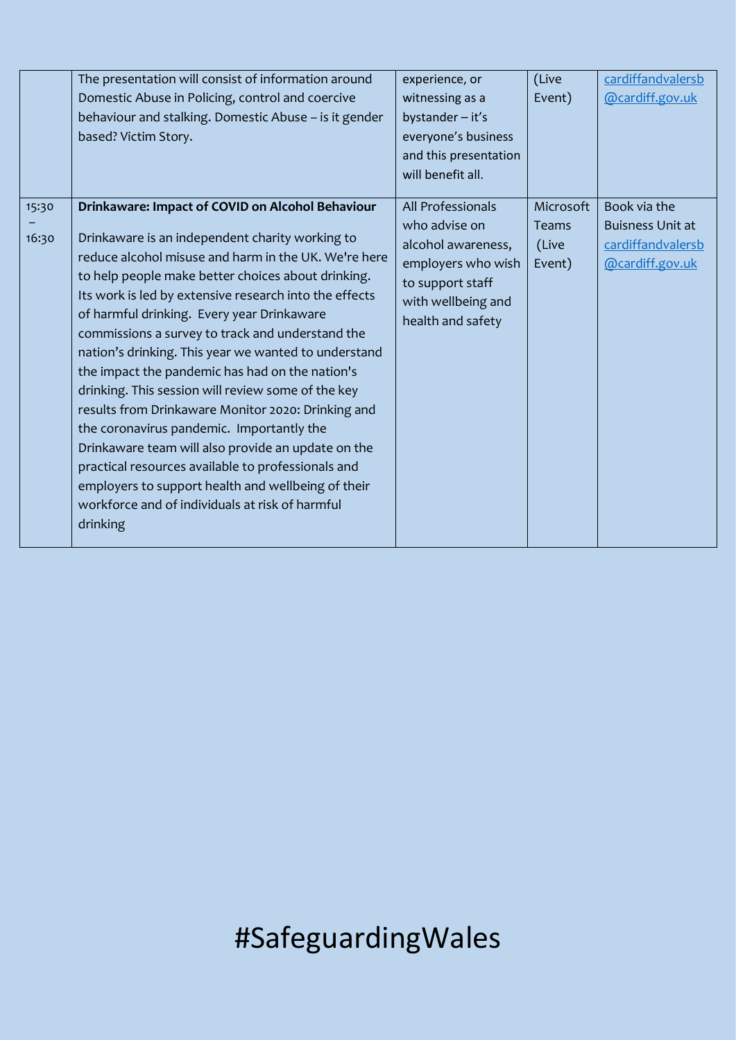| | | | | |
|---|---|---|---|---|
| | The presentation will consist of information around Domestic Abuse in Policing, control and coercive behaviour and stalking. Domestic Abuse – is it gender based? Victim Story. | experience, or witnessing as a bystander – it's everyone's business and this presentation will benefit all. | (Live Event) | cardiffandvalersb@cardiff.gov.uk |
| 15:30 – 16:30 | **Drinkaware: Impact of COVID on Alcohol Behaviour**<br><br>Drinkaware is an independent charity working to reduce alcohol misuse and harm in the UK. We're here to help people make better choices about drinking. Its work is led by extensive research into the effects of harmful drinking. Every year Drinkaware commissions a survey to track and understand the nation's drinking. This year we wanted to understand the impact the pandemic has had on the nation's drinking. This session will review some of the key results from Drinkaware Monitor 2020: Drinking and the coronavirus pandemic. Importantly the Drinkaware team will also provide an update on the practical resources available to professionals and employers to support health and wellbeing of their workforce and of individuals at risk of harmful drinking | All Professionals who advise on alcohol awareness, employers who wish to support staff with wellbeing and health and safety | Microsoft Teams (Live Event) | Book via the Buisness Unit at cardiffandvalersb@cardiff.gov.uk |

#SafeguardingWales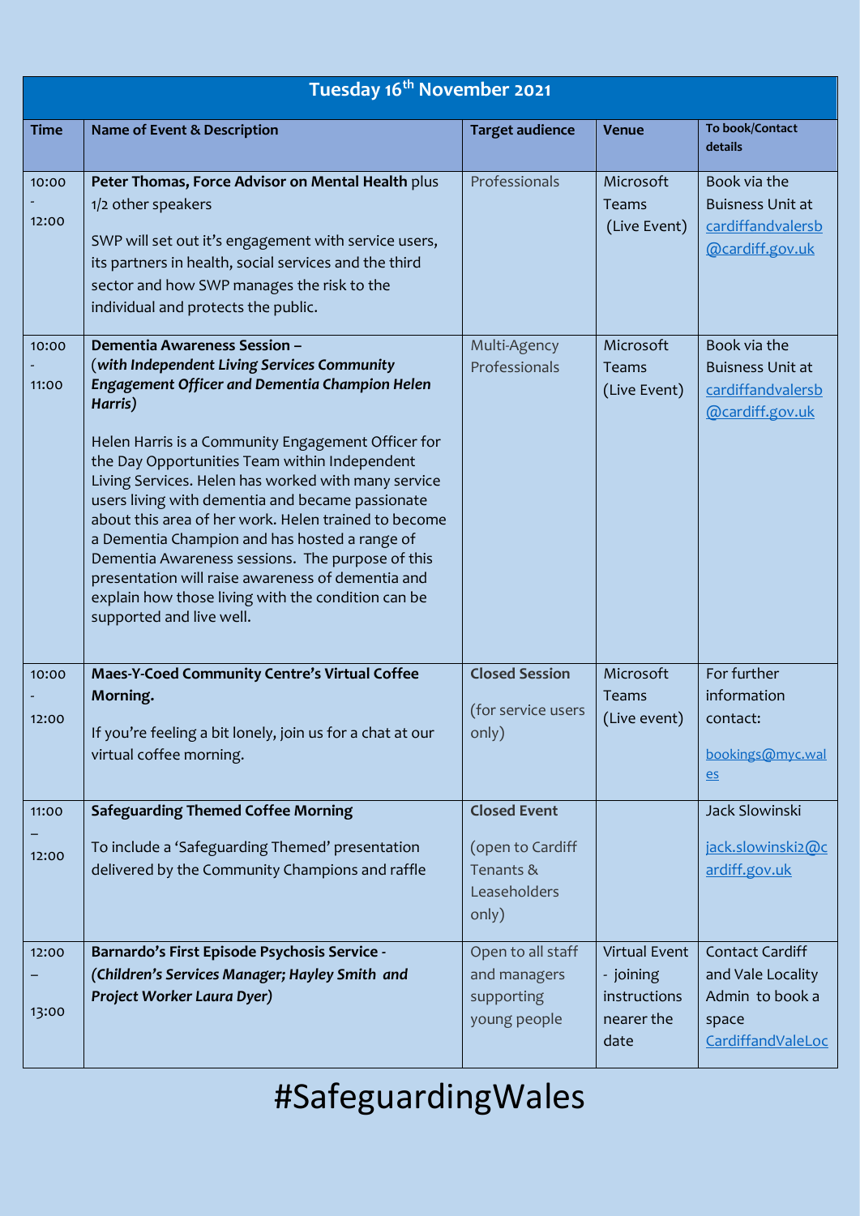## Tuesday 16th November 2021

| Time | Name of Event & Description | Target audience | Venue | To book/Contact details |
|---|---|---|---|---|
| 10:00 - 12:00 | **Peter Thomas, Force Advisor on Mental Health** plus 1/2 other speakers<br><br>SWP will set out it's engagement with service users, its partners in health, social services and the third sector and how SWP manages the risk to the individual and protects the public. | Professionals | Microsoft Teams (Live Event) | Book via the Buisness Unit at cardiffandvalersb@cardiff.gov.uk |
| 10:00 - 11:00 | **Dementia Awareness Session –** ***(with Independent Living Services Community Engagement Officer and Dementia Champion Helen Harris)***<br><br>Helen Harris is a Community Engagement Officer for the Day Opportunities Team within Independent Living Services. Helen has worked with many service users living with dementia and became passionate about this area of her work. Helen trained to become a Dementia Champion and has hosted a range of Dementia Awareness sessions. The purpose of this presentation will raise awareness of dementia and explain how those living with the condition can be supported and live well. | Multi-Agency Professionals | Microsoft Teams (Live Event) | Book via the Buisness Unit at cardiffandvalersb@cardiff.gov.uk |
| 10:00 - 12:00 | **Maes-Y-Coed Community Centre's Virtual Coffee Morning.**<br><br>If you're feeling a bit lonely, join us for a chat at our virtual coffee morning. | **Closed Session**<br><br>(for service users only) | Microsoft Teams (Live event) | For further information contact:<br><br>bookings@myc.wales |
| 11:00 – 12:00 | **Safeguarding Themed Coffee Morning**<br><br>To include a 'Safeguarding Themed' presentation delivered by the Community Champions and raffle | **Closed Event**<br><br>(open to Cardiff Tenants & Leaseholders only) | | Jack Slowinski<br><br>jack.slowinski2@cardiff.gov.uk |
| 12:00 – 13:00 | **Barnardo's First Episode Psychosis Service -** ***(Children's Services Manager; Hayley Smith and Project Worker Laura Dyer)*** | Open to all staff and managers supporting young people | Virtual Event - joining instructions nearer the date | Contact Cardiff and Vale Locality Admin to book a space CardiffandValeLoc |

#SafeguardingWales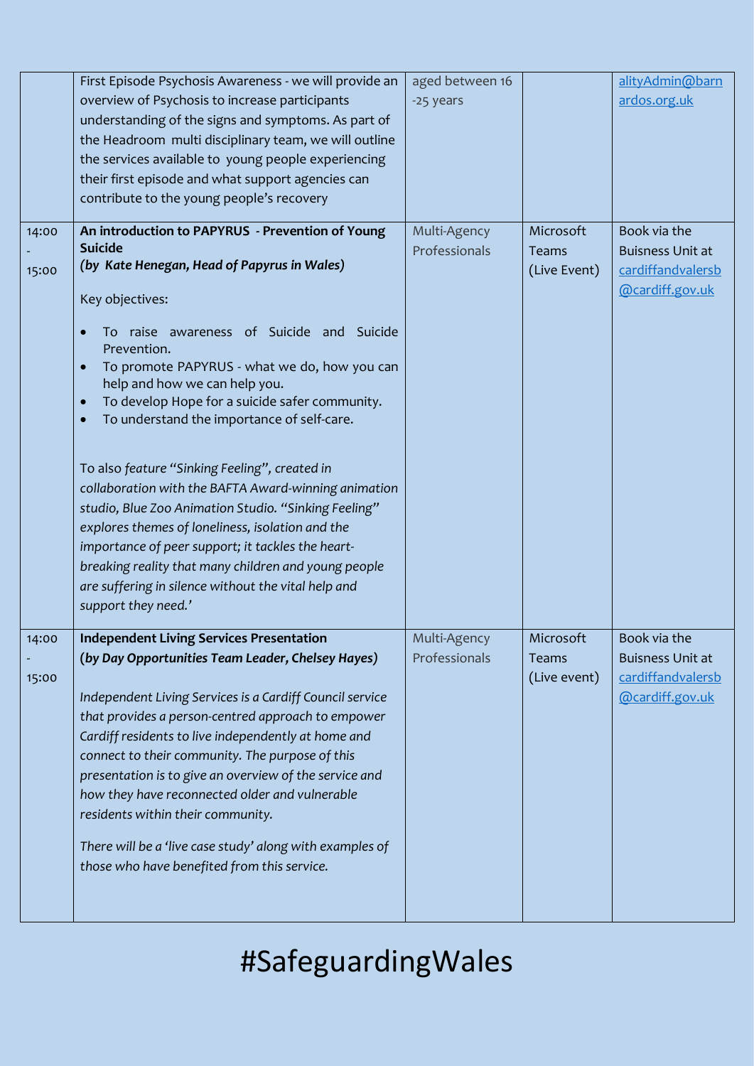| | | | | |
|---|---|---|---|---|
| | First Episode Psychosis Awareness - we will provide an overview of Psychosis to increase participants understanding of the signs and symptoms. As part of the Headroom multi disciplinary team, we will outline the services available to young people experiencing their first episode and what support agencies can contribute to the young people's recovery | aged between 16 -25 years | | alityAdmin@barnardos.org.uk |
| 14:00 - 15:00 | **An introduction to PAPYRUS - Prevention of Young Suicide** ***(by Kate Henegan, Head of Papyrus in Wales)*** <br><br> Key objectives: <br><br> • To raise awareness of Suicide and Suicide Prevention. <br> • To promote PAPYRUS - what we do, how you can help and how we can help you. <br> • To develop Hope for a suicide safer community. <br> • To understand the importance of self-care. <br><br> To also *feature "Sinking Feeling", created in collaboration with the BAFTA Award-winning animation studio, Blue Zoo Animation Studio. "Sinking Feeling" explores themes of loneliness, isolation and the importance of peer support; it tackles the heart-breaking reality that many children and young people are suffering in silence without the vital help and support they need.'* | Multi-Agency Professionals | Microsoft Teams (Live Event) | Book via the Buisness Unit at cardiffandvalersb@cardiff.gov.uk |
| 14:00 - 15:00 | **Independent Living Services Presentation** ***(by Day Opportunities Team Leader, Chelsey Hayes)*** <br><br> *Independent Living Services is a Cardiff Council service that provides a person-centred approach to empower Cardiff residents to live independently at home and connect to their community. The purpose of this presentation is to give an overview of the service and how they have reconnected older and vulnerable residents within their community.* <br><br> *There will be a 'live case study' along with examples of those who have benefited from this service.* | Multi-Agency Professionals | Microsoft Teams (Live event) | Book via the Buisness Unit at cardiffandvalersb@cardiff.gov.uk |

#SafeguardingWales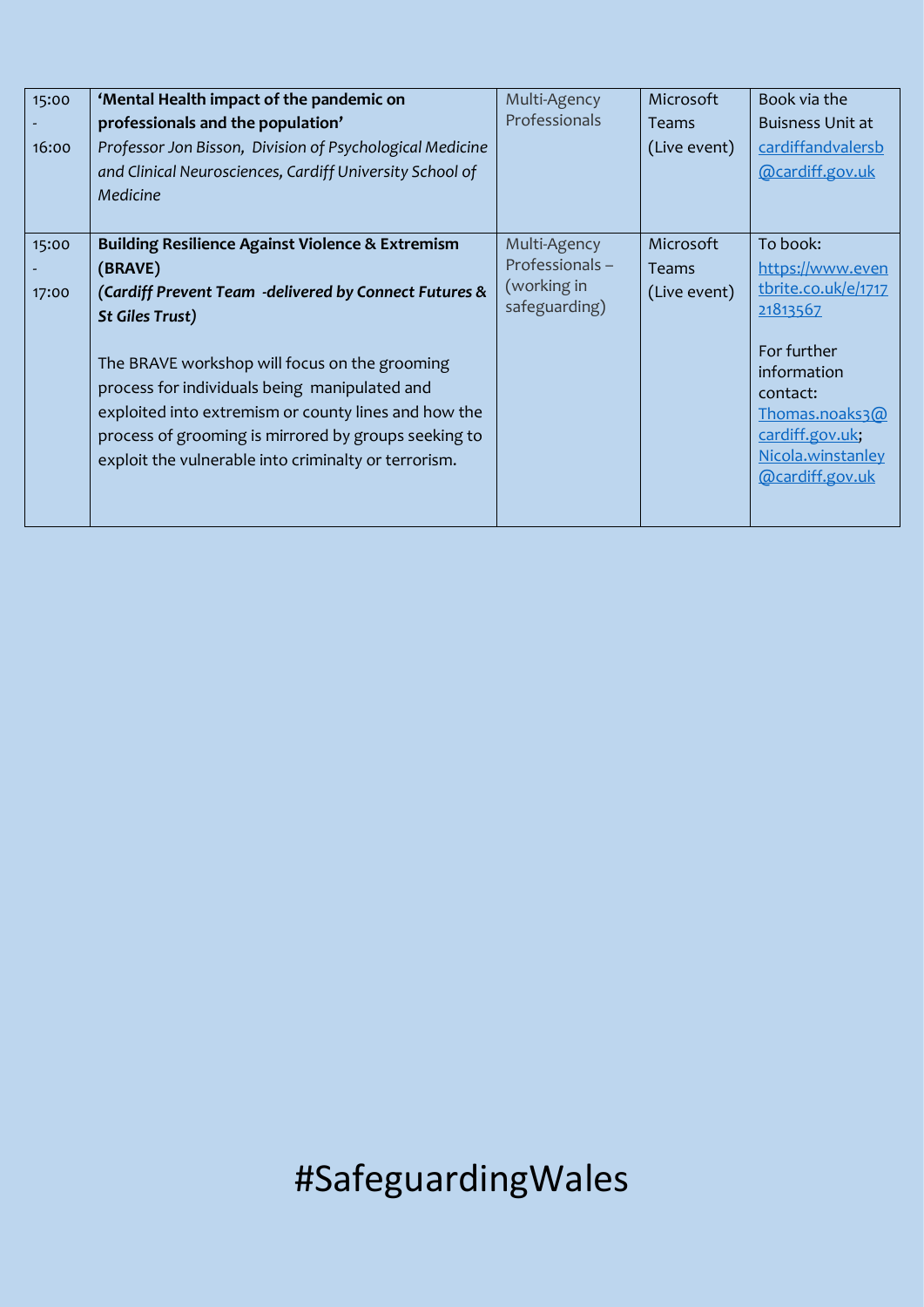| | | | | |
|---|---|---|---|---|
| 15:00 - 16:00 | **'Mental Health impact of the pandemic on professionals and the population'**<br>*Professor Jon Bisson, Division of Psychological Medicine and Clinical Neurosciences, Cardiff University School of Medicine* | Multi-Agency Professionals | Microsoft Teams (Live event) | Book via the Buisness Unit at cardiffandvalersb@cardiff.gov.uk |
| 15:00 - 17:00 | **Building Resilience Against Violence & Extremism (BRAVE)**<br>***(Cardiff Prevent Team -delivered by Connect Futures & St Giles Trust)***<br><br>The BRAVE workshop will focus on the grooming process for individuals being manipulated and exploited into extremism or county lines and how the process of grooming is mirrored by groups seeking to exploit the vulnerable into criminalty or terrorism. | Multi-Agency Professionals – (working in safeguarding) | Microsoft Teams (Live event) | To book: https://www.eventbrite.co.uk/e/171721813567<br><br>For further information contact: Thomas.noaks3@cardiff.gov.uk; Nicola.winstanley@cardiff.gov.uk |

#SafeguardingWales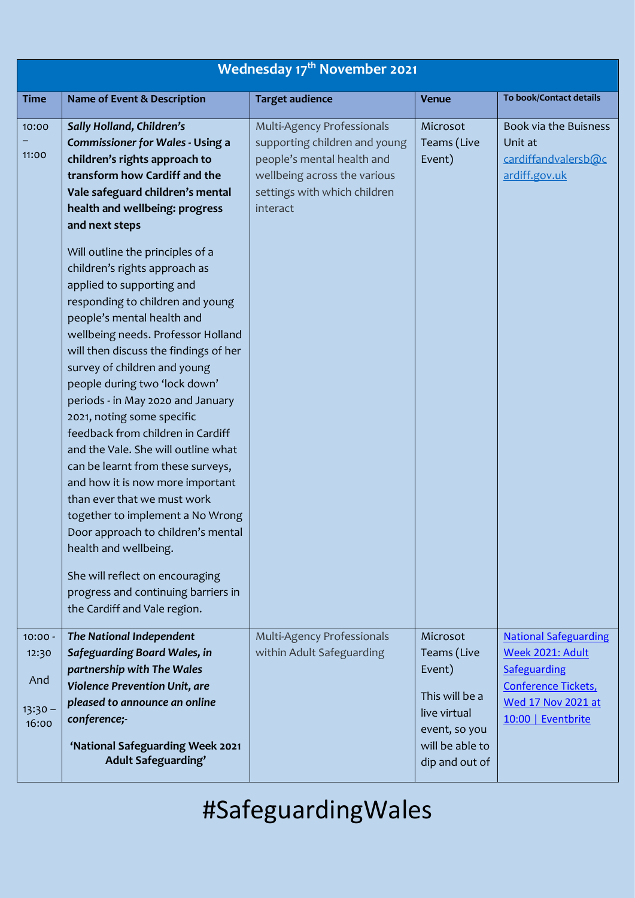| Wednesday 17th November 2021 | | | | |
|---|---|---|---|---|
| **Time** | **Name of Event & Description** | **Target audience** | **Venue** | **To book/Contact details** |
| 10:00 – 11:00 | ***Sally Holland, Children's Commissioner for Wales* - Using a children's rights approach to transform how Cardiff and the Vale safeguard children's mental health and wellbeing: progress and next steps**<br><br>Will outline the principles of a children's rights approach as applied to supporting and responding to children and young people's mental health and wellbeing needs. Professor Holland will then discuss the findings of her survey of children and young people during two 'lock down' periods - in May 2020 and January 2021, noting some specific feedback from children in Cardiff and the Vale. She will outline what can be learnt from these surveys, and how it is now more important than ever that we must work together to implement a No Wrong Door approach to children's mental health and wellbeing.<br><br>She will reflect on encouraging progress and continuing barriers in the Cardiff and Vale region. | Multi-Agency Professionals supporting children and young people's mental health and wellbeing across the various settings with which children interact | Microsot Teams (Live Event) | Book via the Buisness Unit at cardiffandvalersb@cardiff.gov.uk |
| 10:00 - 12:30<br><br>And<br><br>13:30 – 16:00 | ***The National Independent Safeguarding Board Wales, in partnership with The Wales Violence Prevention Unit, are pleased to announce an online conference;-***<br><br>**'National Safeguarding Week 2021 Adult Safeguarding'** | Multi-Agency Professionals within Adult Safeguarding | Microsot Teams (Live Event)<br><br>This will be a live virtual event, so you will be able to dip and out of | National Safeguarding Week 2021: Adult Safeguarding Conference Tickets, Wed 17 Nov 2021 at 10:00 \| Eventbrite |

#SafeguardingWales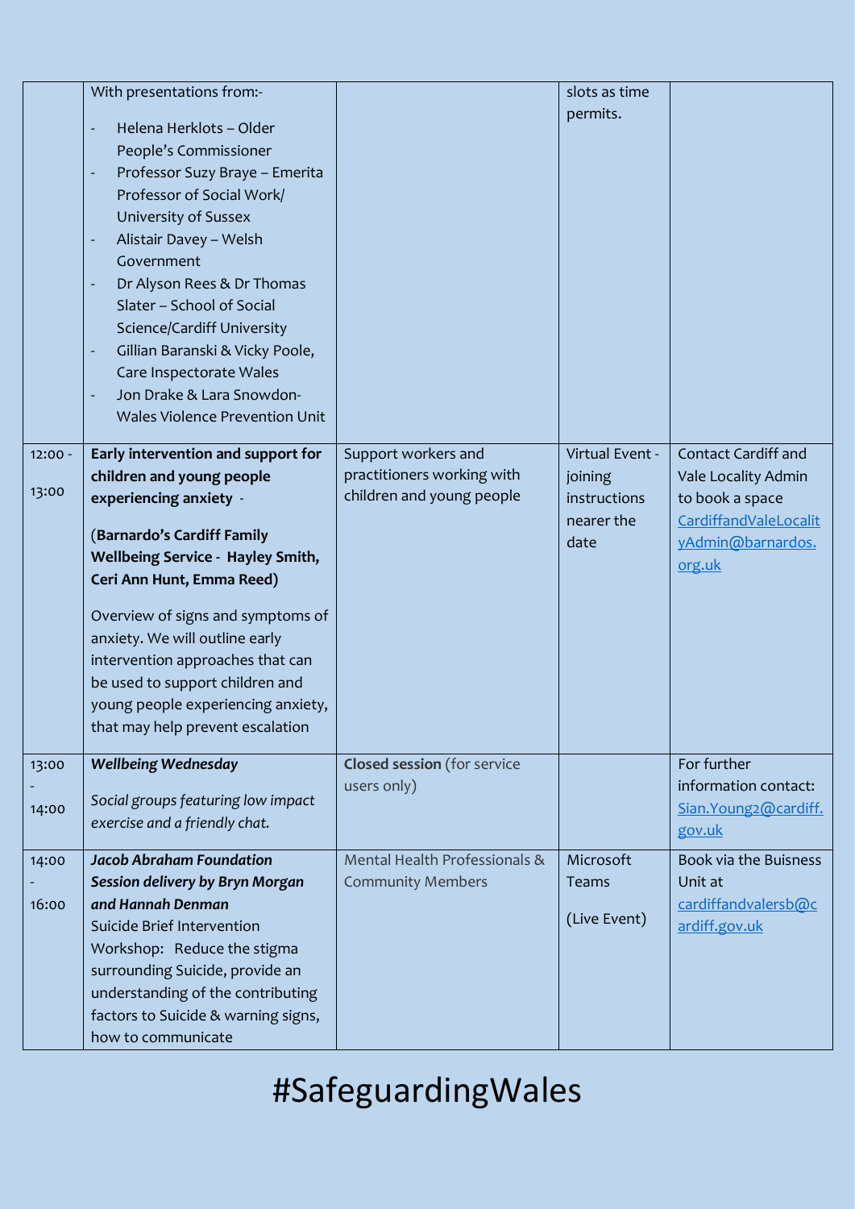| | | | | |
|---|---|---|---|---|
| | With presentations from:- <br> - Helena Herklots – Older People's Commissioner <br> - Professor Suzy Braye – Emerita Professor of Social Work/ University of Sussex <br> - Alistair Davey – Welsh Government <br> - Dr Alyson Rees & Dr Thomas Slater – School of Social Science/Cardiff University <br> - Gillian Baranski & Vicky Poole, Care Inspectorate Wales <br> - Jon Drake & Lara Snowdon- Wales Violence Prevention Unit | | slots as time permits. | |
| 12:00 - 13:00 | **Early intervention and support for children and young people experiencing anxiety** - <br><br> (**Barnardo's Cardiff Family Wellbeing Service - Hayley Smith, Ceri Ann Hunt, Emma Reed**) <br><br> Overview of signs and symptoms of anxiety. We will outline early intervention approaches that can be used to support children and young people experiencing anxiety, that may help prevent escalation | Support workers and practitioners working with children and young people | Virtual Event - joining instructions nearer the date | Contact Cardiff and Vale Locality Admin to book a space CardiffandValeLocalityAdmin@barnardos.org.uk |
| 13:00 - 14:00 | ***Wellbeing Wednesday*** <br><br> *Social groups featuring low impact exercise and a friendly chat.* | **Closed session** (for service users only) | | For further information contact: Sian.Young2@cardiff.gov.uk |
| 14:00 - 16:00 | ***Jacob Abraham Foundation Session delivery by Bryn Morgan and Hannah Denman*** <br> Suicide Brief Intervention Workshop: Reduce the stigma surrounding Suicide, provide an understanding of the contributing factors to Suicide & warning signs, how to communicate | Mental Health Professionals & Community Members | Microsoft Teams <br><br> (Live Event) | Book via the Buisness Unit at cardiffandvalersb@cardiff.gov.uk |

# #SafeguardingWales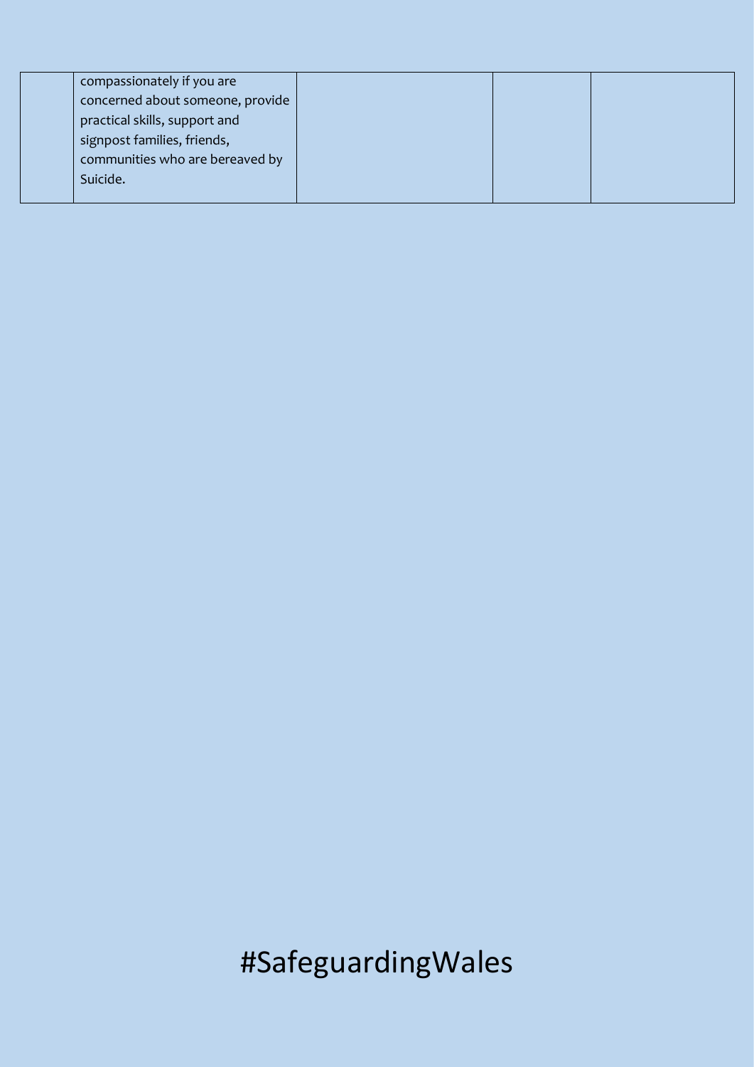| | | | | |
|---|---|---|---|---|
| | compassionately if you are concerned about someone, provide practical skills, support and signpost families, friends, communities who are bereaved by Suicide. | | | |

#SafeguardingWales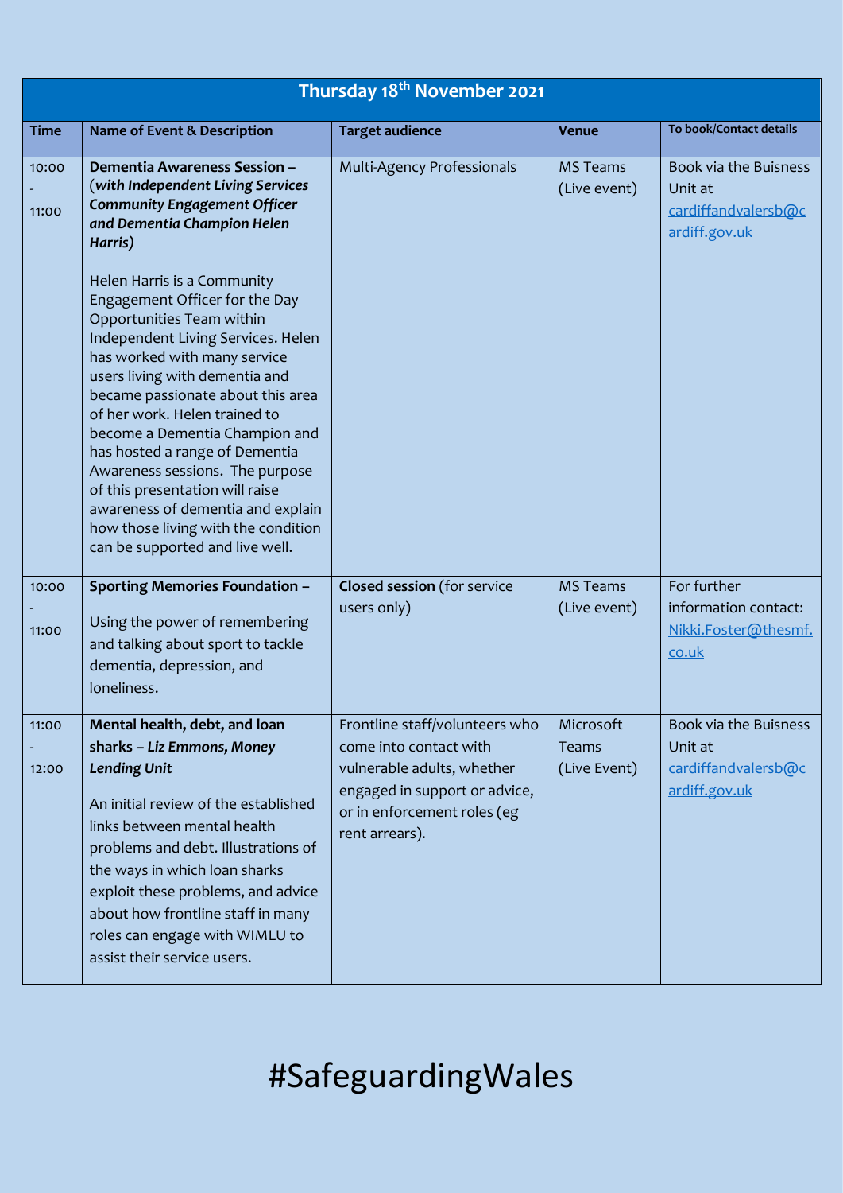| Thursday 18th November 2021 | | | | |
|---|---|---|---|---|
| **Time** | **Name of Event & Description** | **Target audience** | **Venue** | **To book/Contact details** |
| 10:00 - 11:00 | **Dementia Awareness Session – (*with Independent Living Services Community Engagement Officer and Dementia Champion Helen Harris*)**<br><br>Helen Harris is a Community Engagement Officer for the Day Opportunities Team within Independent Living Services. Helen has worked with many service users living with dementia and became passionate about this area of her work. Helen trained to become a Dementia Champion and has hosted a range of Dementia Awareness sessions. The purpose of this presentation will raise awareness of dementia and explain how those living with the condition can be supported and live well. | Multi-Agency Professionals | MS Teams (Live event) | Book via the Buisness Unit at cardiffandvalersb@cardiff.gov.uk |
| 10:00 - 11:00 | **Sporting Memories Foundation –**<br><br>Using the power of remembering and talking about sport to tackle dementia, depression, and loneliness. | **Closed session** (for service users only) | MS Teams (Live event) | For further information contact: Nikki.Foster@thesmf.co.uk |
| 11:00 - 12:00 | **Mental health, debt, and loan sharks – *Liz Emmons, Money Lending Unit***<br><br>An initial review of the established links between mental health problems and debt. Illustrations of the ways in which loan sharks exploit these problems, and advice about how frontline staff in many roles can engage with WIMLU to assist their service users. | Frontline staff/volunteers who come into contact with vulnerable adults, whether engaged in support or advice, or in enforcement roles (eg rent arrears). | Microsoft Teams (Live Event) | Book via the Buisness Unit at cardiffandvalersb@cardiff.gov.uk |

#SafeguardingWales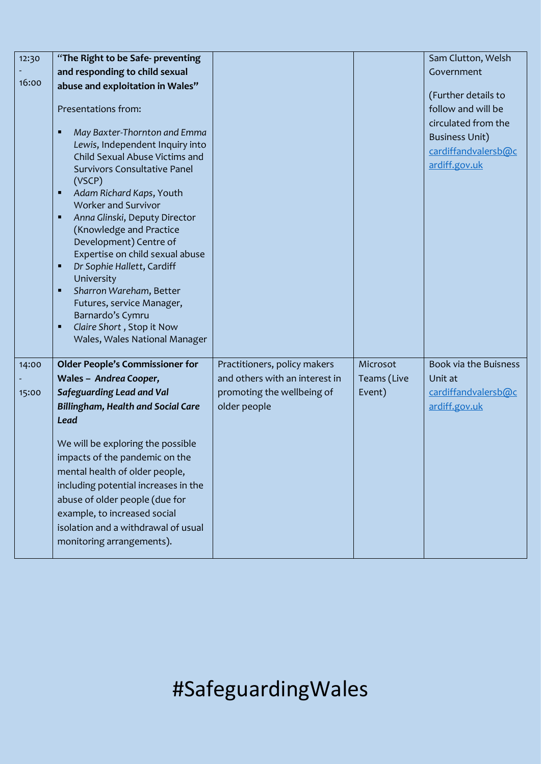| | | | | |
|---|---|---|---|---|
| 12:30 - 16:00 | **"The Right to be Safe- preventing and responding to child sexual abuse and exploitation in Wales"**<br><br>Presentations from:<br><br>▪ *May Baxter-Thornton and Emma Lewis*, Independent Inquiry into Child Sexual Abuse Victims and Survivors Consultative Panel (VSCP)<br>▪ *Adam Richard Kaps*, Youth Worker and Survivor<br>▪ *Anna Glinski*, Deputy Director (Knowledge and Practice Development) Centre of Expertise on child sexual abuse<br>▪ *Dr Sophie Hallett*, Cardiff University<br>▪ *Sharron Wareham*, Better Futures, service Manager, Barnardo's Cymru<br>▪ *Claire Short* , Stop it Now Wales, Wales National Manager | | | Sam Clutton, Welsh Government<br><br>(Further details to follow and will be circulated from the Business Unit) cardiffandvalersb@cardiff.gov.uk |
| 14:00 - 15:00 | **Older People's Commissioner for Wales – *Andrea Cooper, Safeguarding Lead and Val Billingham, Health and Social Care Lead***<br><br>We will be exploring the possible impacts of the pandemic on the mental health of older people, including potential increases in the abuse of older people (due for example, to increased social isolation and a withdrawal of usual monitoring arrangements). | Practitioners, policy makers and others with an interest in promoting the wellbeing of older people | Microsot Teams (Live Event) | Book via the Buisness Unit at cardiffandvalersb@cardiff.gov.uk |

#SafeguardingWales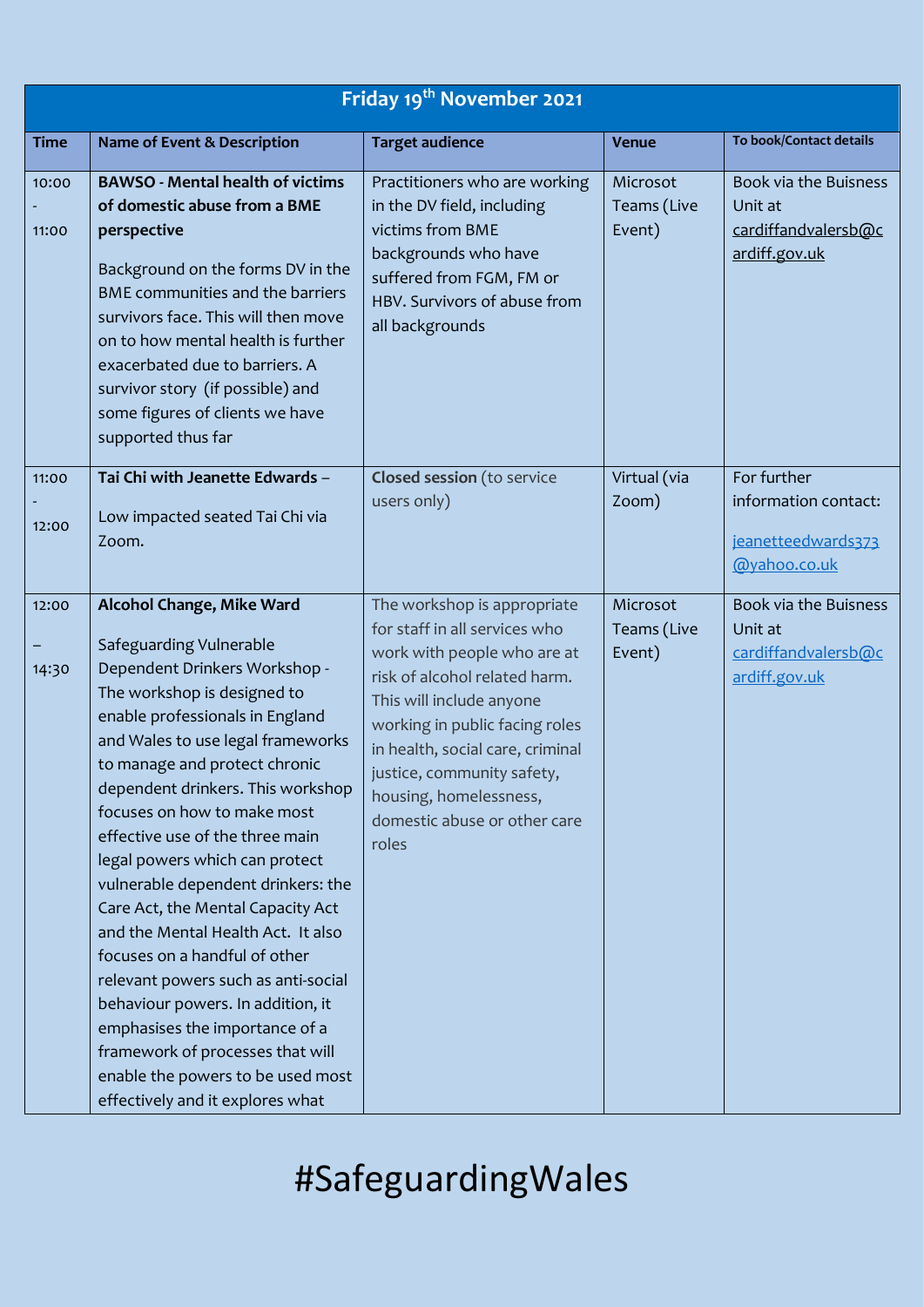| Friday 19th November 2021 | | | | |
|---|---|---|---|---|
| **Time** | **Name of Event & Description** | **Target audience** | **Venue** | **To book/Contact details** |
| 10:00 - 11:00 | **BAWSO - Mental health of victims of domestic abuse from a BME perspective**<br><br>Background on the forms DV in the BME communities and the barriers survivors face. This will then move on to how mental health is further exacerbated due to barriers. A survivor story (if possible) and some figures of clients we have supported thus far | Practitioners who are working in the DV field, including victims from BME backgrounds who have suffered from FGM, FM or HBV. Survivors of abuse from all backgrounds | Microsot Teams (Live Event) | Book via the Buisness Unit at cardiffandvalersb@cardiff.gov.uk |
| 11:00 - 12:00 | **Tai Chi with Jeanette Edwards** –<br><br>Low impacted seated Tai Chi via Zoom. | **Closed session** (to service users only) | Virtual (via Zoom) | For further information contact:<br><br>jeanetteedwards373@yahoo.co.uk |
| 12:00 – 14:30 | **Alcohol Change, Mike Ward**<br><br>Safeguarding Vulnerable Dependent Drinkers Workshop - The workshop is designed to enable professionals in England and Wales to use legal frameworks to manage and protect chronic dependent drinkers. This workshop focuses on how to make most effective use of the three main legal powers which can protect vulnerable dependent drinkers: the Care Act, the Mental Capacity Act and the Mental Health Act. It also focuses on a handful of other relevant powers such as anti-social behaviour powers. In addition, it emphasises the importance of a framework of processes that will enable the powers to be used most effectively and it explores what | The workshop is appropriate for staff in all services who work with people who are at risk of alcohol related harm. This will include anyone working in public facing roles in health, social care, criminal justice, community safety, housing, homelessness, domestic abuse or other care roles | Microsot Teams (Live Event) | Book via the Buisness Unit at cardiffandvalersb@cardiff.gov.uk |

#SafeguardingWales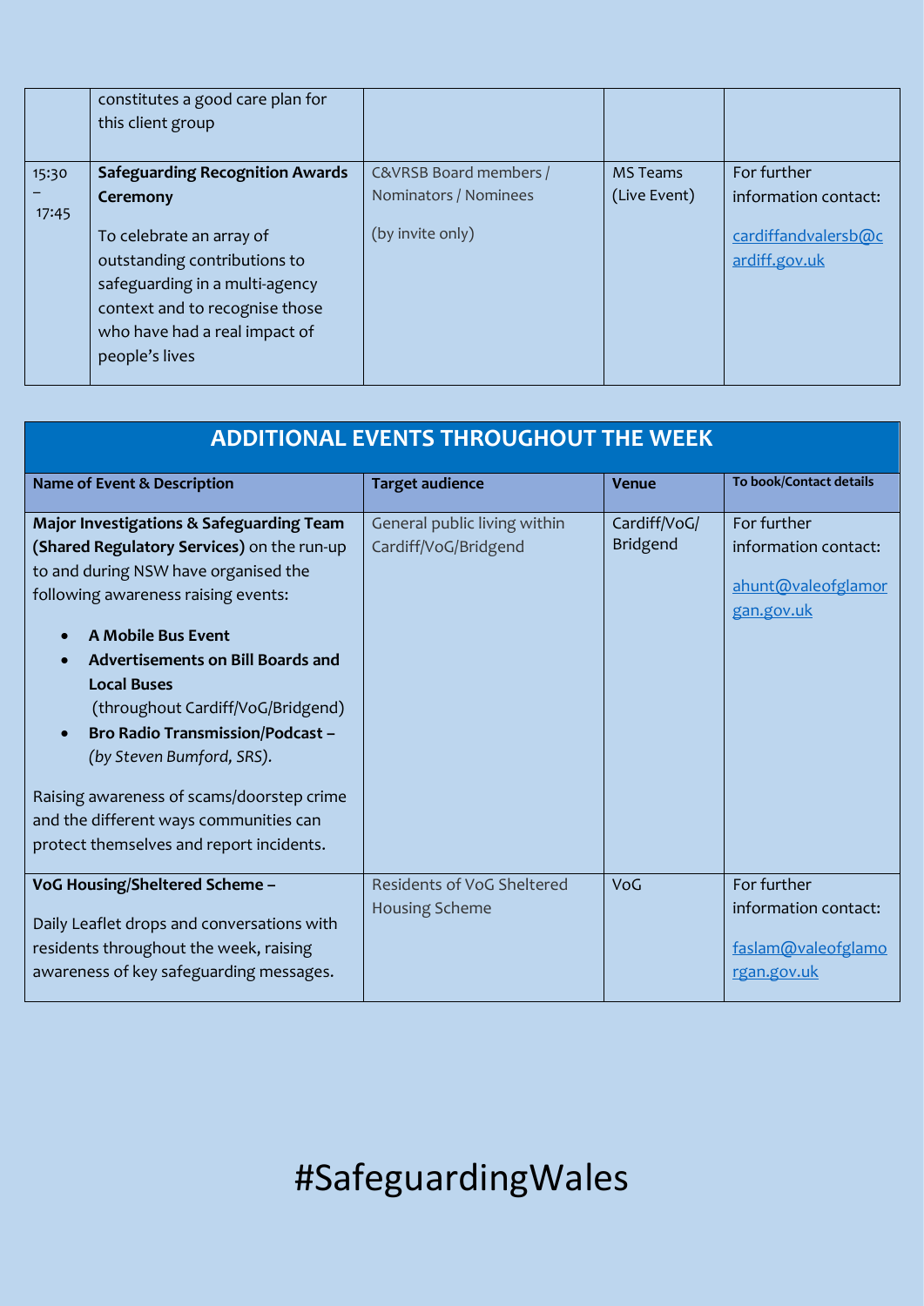| | | | | |
|---|---|---|---|---|
| | constitutes a good care plan for this client group | | | |
| 15:30 – 17:45 | **Safeguarding Recognition Awards Ceremony**<br><br>To celebrate an array of outstanding contributions to safeguarding in a multi-agency context and to recognise those who have had a real impact of people's lives | C&VRSB Board members / Nominators / Nominees<br><br>(by invite only) | MS Teams (Live Event) | For further information contact:<br><br>cardiffandvalersb@cardiff.gov.uk |

## ADDITIONAL EVENTS THROUGHOUT THE WEEK

| Name of Event & Description | Target audience | Venue | To book/Contact details |
|---|---|---|---|
| **Major Investigations & Safeguarding Team (Shared Regulatory Services)** on the run-up to and during NSW have organised the following awareness raising events:<br><br>• **A Mobile Bus Event**<br>• **Advertisements on Bill Boards and Local Buses** (throughout Cardiff/VoG/Bridgend)<br>• **Bro Radio Transmission/Podcast –** *(by Steven Bumford, SRS).*<br><br>Raising awareness of scams/doorstep crime and the different ways communities can protect themselves and report incidents. | General public living within Cardiff/VoG/Bridgend | Cardiff/VoG/ Bridgend | For further information contact:<br><br>ahunt@valeofglamorgan.gov.uk |
| **VoG Housing/Sheltered Scheme –**<br><br>Daily Leaflet drops and conversations with residents throughout the week, raising awareness of key safeguarding messages. | Residents of VoG Sheltered Housing Scheme | VoG | For further information contact:<br><br>faslam@valeofglamorgan.gov.uk |

#SafeguardingWales